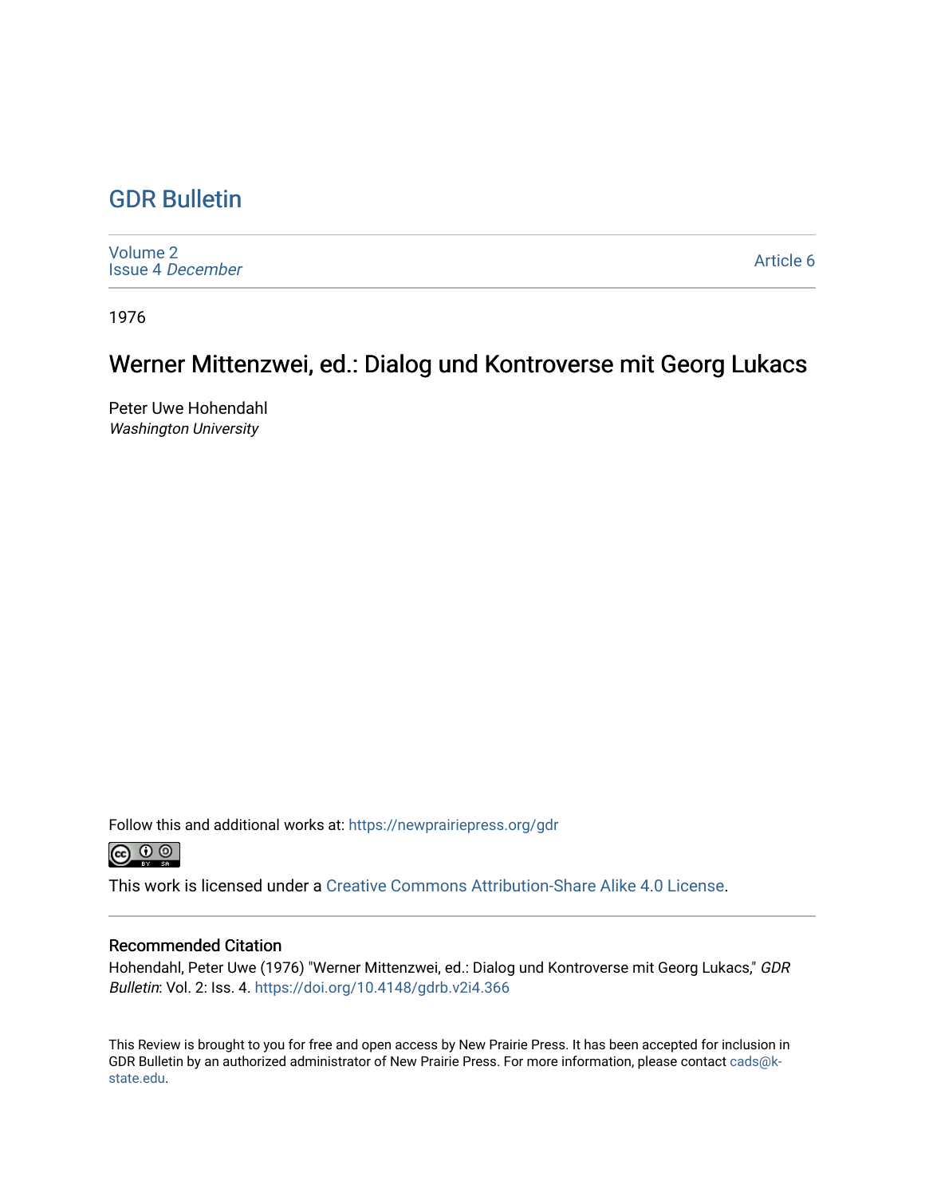# GDR Bulletin

Volume 2
Issue 4 *December*

Article 6

1976

## Werner Mittenzwei, ed.: Dialog und Kontroverse mit Georg Lukacs

Peter Uwe Hohendahl
*Washington University*

Follow this and additional works at: https://newprairiepress.org/gdr

This work is licensed under a Creative Commons Attribution-Share Alike 4.0 License.

### Recommended Citation

Hohendahl, Peter Uwe (1976) "Werner Mittenzwei, ed.: Dialog und Kontroverse mit Georg Lukacs," *GDR Bulletin*: Vol. 2: Iss. 4. https://doi.org/10.4148/gdrb.v2i4.366

This Review is brought to you for free and open access by New Prairie Press. It has been accepted for inclusion in GDR Bulletin by an authorized administrator of New Prairie Press. For more information, please contact cads@k-state.edu.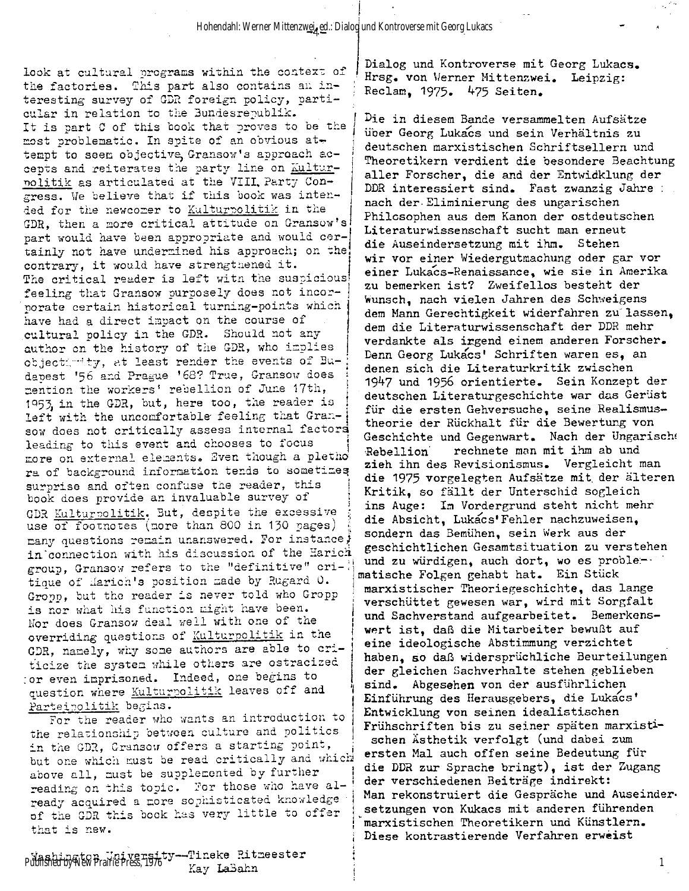look at cultural programs within the context of the factories. This part also contains an interesting survey of GDR foreign policy, particular in relation to the Bundesrepublik.

It is part C of this book that proves to be the most problematic. In spite of an obvious attempt to seem objective, Gransow's approach accepts and reiterates the party line on Kulturpolitik as articulated at the VIII. Party Congress. We believe that if this book was intended for the newcomer to Kulturpolitik in the GDR, then a more critical attitude on Gransow's part would have been appropriate and would certainly not have undermined his approach; on the contrary, it would have strengthened it.

The critical reader is left with the suspicious feeling that Gransow purposely does not incorporate certain historical turning-points which have had a direct impact on the course of cultural policy in the GDR. Should not any author on the history of the GDR, who implies objectivity, at least render the events of Budapest '56 and Prague '68? True, Gransow does mention the workers' rebellion of June 17th, 1953, in the GDR, but, here too, the reader is left with the uncomfortable feeling that Gransow does not critically assess internal factors leading to this event and chooses to focus more on external elements. Even though a plethora of background information tends to sometimes surprise and often confuse the reader, this book does provide an invaluable survey of GDR Kulturpolitik. But, despite the excessive use of footnotes (more than 800 in 130 pages) many questions remain unanswered. For instance, in connection with his discussion of the Harich group, Gransow refers to the "definitive" critique of Harich's position made by Rugard O. Gropp, but the reader is never told who Gropp is nor what his function might have been. Nor does Gransow deal well with one of the overriding questions of Kulturpolitik in the GDR, namely, why some authors are able to criticize the system while others are ostracized or even imprisoned. Indeed, one begins to question where Kulturpolitik leaves off and Parteipolitik begins.

For the reader who wants an introduction to the relationship between culture and politics in the GDR, Gransow offers a starting point, but one which must be read critically and which above all, must be supplemented by further reading on this topic. For those who have already acquired a more sophisticated knowledge of the GDR this book has very little to offer that is new.

Washington University—Tineke Ritmeester
Kay LaBahn

Dialog und Kontroverse mit Georg Lukács. Hrsg. von Werner Mittenzwei. Leipzig: Reclam, 1975. 475 Seiten.

Die in diesem Bande versammelten Aufsätze über Georg Lukács und sein Verhältnis zu deutschen marxistischen Schriftsellern und Theoretikern verdient die besondere Beachtung aller Forscher, die and der Entwicklung der DDR interessiert sind. Fast zwanzig Jahre nach der Eliminierung des ungarischen Philosophen aus dem Kanon der ostdeutschen Literaturwissenschaft sucht man erneut die Auseindersetzung mit ihm. Stehen wir vor einer Wiedergutmachung oder gar vor einer Lukács-Renaissance, wie sie in Amerika zu bemerken ist? Zweifellos besteht der Wunsch, nach vielen Jahren des Schweigens dem Mann Gerechtigkeit widerfahren zu lassen, dem die Literaturwissenschaft der DDR mehr verdankte als irgend einem anderen Forscher. Denn Georg Lukács' Schriften waren es, an denen sich die Literaturkritik zwischen 1947 und 1956 orientierte. Sein Konzept der deutschen Literaturgeschichte war das Gerüst für die ersten Gehversuche, seine Realismustheorie der Rückhalt für die Bewertung von Geschichte und Gegenwart. Nach der Ungarischen Rebellion rechnete man mit ihm ab und zieh ihn des Revisionismus. Vergleicht man die 1975 vorgelegten Aufsätze mit der älteren Kritik, so fällt der Unterschid sogleich ins Auge: Im Vordergrund steht nicht mehr die Absicht, Lukács' Fehler nachzuweisen, sondern das Bemühen, sein Werk aus der geschichtlichen Gesamtsituation zu verstehen und zu würdigen, auch dort, wo es problematische Folgen gehabt hat. Ein Stück marxistischer Theoriegeschichte, das lange verschüttet gewesen war, wird mit Sorgfalt und Sachverstand aufgearbeitet. Bemerkenswert ist, daß die Mitarbeiter bewußt auf eine ideologische Abstimmung verzichtet haben, so daß widersprüchliche Beurteilungen der gleichen Sachverhalte stehen geblieben sind. Abgesehen von der ausführlichen Einführung des Herausgebers, die Lukács' Entwicklung von seinen idealistischen Frühschriften bis zu seiner späten marxistischen Ästhetik verfolgt (und dabei zum ersten Mal auch offen seine Bedeutung für die DDR zur Sprache bringt), ist der Zugang der verschiedenen Beiträge indirekt: Man rekonstruiert die Gespräche und Auseindersetzungen von Kukacs mit anderen führenden marxistischen Theoretikern und Künstlern. Diese kontrastierende Verfahren erweist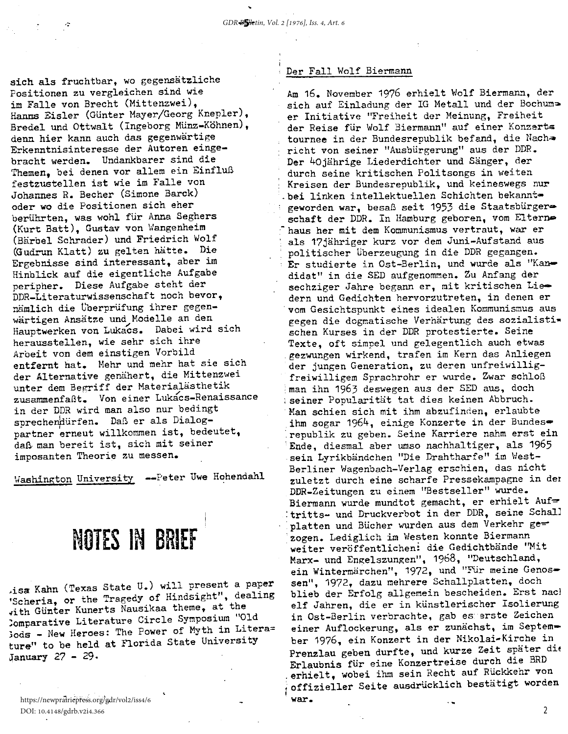sich als fruchtbar, wo gegensätzliche Positionen zu vergleichen sind wie im Falle von Brecht (Mittenzwei), Hanns Eisler (Günter Mayer/Georg Knepler), Bredel und Ottwalt (Ingeborg Münz-Köhnen), denn hier kann auch das gegenwärtige Erkenntnisinteresse der Autoren eingebracht werden. Undankbarer sind die Themen, bei denen vor allem ein Einfluß festzustellen ist wie im Falle von Johannes R. Becher (Simone Barck) oder wo die Positionen sich eher berührten, was wohl für Anna Seghers (Kurt Batt), Gustav von Wangenheim (Bärbel Schrader) und Friedrich Wolf (Gudrun Klatt) zu gelten hätte. Die Ergebnisse sind interessant, aber im Hinblick auf die eigentliche Aufgabe peripher. Diese Aufgabe steht der DDR-Literaturwissenschaft noch bevor, nämlich die Überprüfung ihrer gegenwärtigen Ansätze und Modelle an den Hauptwerken von Lukács. Dabei wird sich herausstellen, wie sehr sich ihre Arbeit von dem einstigen Vorbild entfernt hat. Mehr und mehr hat sie sich der Alternative genähert, die Mittenzwei unter dem Begriff der Materialästhetik zusammenfaßt. Von einer Lukács-Renaissance in der DDR wird man also nur bedingt sprechen dürfen. Daß er als Dialogpartner erneut willkommen ist, bedeutet, daß man bereit ist, sich mit seiner imposanten Theorie zu messen.

Washington University --Peter Uwe Hohendahl

# NOTES IN BRIEF

Lisa Kahn (Texas State U.) will present a paper "Scheria, or the Tragedy of Hindsight", dealing with Günter Kunerts Nausikaa theme, at the Comparative Literature Circle Symposium "Old Gods - New Heroes: The Power of Myth in Literature" to be held at Florida State University January 27 - 29.

## Der Fall Wolf Biermann

Am 16. November 1976 erhielt Wolf Biermann, der sich auf Einladung der IG Metall und der Bochumer Initiative "Freiheit der Meinung, Freiheit der Reise für Wolf Biermann" auf einer Konzerttournee in der Bundesrepublik befand, die Nachricht von seiner "Ausbürgerung" aus der DDR. Der 40jährige Liederdichter und Sänger, der durch seine kritischen Politsongs in weiten Kreisen der Bundesrepublik, und keineswegs nur bei linken intellektuellen Schichten bekannt geworden war, besaß seit 1953 die Staatsbürgerschaft der DDR. In Hamburg geboren, vom Elternhaus her mit dem Kommunismus vertraut, war er als 17jähriger kurz vor dem Juni-Aufstand aus politischer Überzeugung in die DDR gegangen. Er studierte in Ost-Berlin, und wurde als "Kandidat" in die SED aufgenommen. Zu Anfang der sechziger Jahre begann er, mit kritischen Liedern und Gedichten hervorzutreten, in denen er vom Gesichtspunkt eines idealen Kommunismus aus gegen die dogmatische Verhärtung des sozialistischen Kurses in der DDR protestierte. Seine Texte, oft simpel und gelegentlich auch etwas gezwungen wirkend, trafen im Kern das Anliegen der jungen Generation, zu deren unfreiwillig-freiwilligem Sprachrohr er wurde. Zwar schloß man ihn 1963 deswegen aus der SED aus, doch seiner Popularität tat dies keinen Abbruch. Man schien sich mit ihm abzufinden, erlaubte ihm sogar 1964, einige Konzerte in der Bundesrepublik zu geben. Seine Karriere nahm erst ein Ende, diesmal aber umso nachhaltiger, als 1965 sein Lyrikbändchen "Die Drahtharfe" im West-Berliner Wagenbach-Verlag erschien, das nicht zuletzt durch eine scharfe Pressekampagne in der DDR-Zeitungen zu einem "Bestseller" wurde. Biermann wurde mundtot gemacht, er erhielt Auftritts- und Druckverbot in der DDR, seine Schallplatten und Bücher wurden aus dem Verkehr gezogen. Lediglich im Westen konnte Biermann weiter veröffentlichen: die Gedichtbände "Mit Marx- und Engelszungen", 1968, "Deutschland, ein Wintermärchen", 1972, und "Für meine Genossen", 1972, dazu mehrere Schallplatten, doch blieb der Erfolg allgemein bescheiden. Erst nach elf Jahren, die er in künstlerischer Isolierung in Ost-Berlin verbrachte, gab es erste Zeichen einer Auflockerung, als er zunächst, im September 1976, ein Konzert in der Nikolai-Kirche in Prenzlau geben durfte, und kurze Zeit später die Erlaubnis für eine Konzertreise durch die BRD erhielt, wobei ihm sein Recht auf Rückkehr von offizieller Seite ausdrücklich bestätigt worden war.